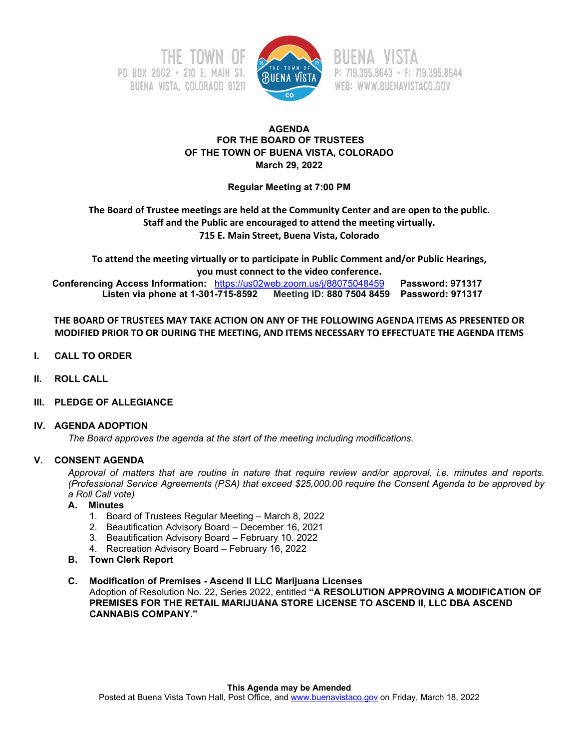THE TOWN OF BUENA VISTA
PO BOX 2002 • 210 E. MAIN ST. BUENA VISTA, COLORADO 81211
P: 719.395.8643 • F: 719.395.8644
WEB: WWW.BUENAVISTACO.GOV

# AGENDA
# FOR THE BOARD OF TRUSTEES
# OF THE TOWN OF BUENA VISTA, COLORADO
# March 29, 2022

**Regular Meeting at 7:00 PM**

**The Board of Trustee meetings are held at the Community Center and are open to the public.**
**Staff and the Public are encouraged to attend the meeting virtually.**
**715 E. Main Street, Buena Vista, Colorado**

**To attend the meeting virtually or to participate in Public Comment and/or Public Hearings, you must connect to the video conference.**

**Conferencing Access Information:** https://us02web.zoom.us/j/88075048459 **Password: 971317**
**Listen via phone at 1-301-715-8592 Meeting ID: 880 7504 8459 Password: 971317**

**THE BOARD OF TRUSTEES MAY TAKE ACTION ON ANY OF THE FOLLOWING AGENDA ITEMS AS PRESENTED OR MODIFIED PRIOR TO OR DURING THE MEETING, AND ITEMS NECESSARY TO EFFECTUATE THE AGENDA ITEMS**

## I. CALL TO ORDER

## II. ROLL CALL

## III. PLEDGE OF ALLEGIANCE

## IV. AGENDA ADOPTION

*The Board approves the agenda at the start of the meeting including modifications.*

## V. CONSENT AGENDA

*Approval of matters that are routine in nature that require review and/or approval, i.e. minutes and reports. (Professional Service Agreements (PSA) that exceed $25,000.00 require the Consent Agenda to be approved by a Roll Call vote)*

**A. Minutes**

1. Board of Trustees Regular Meeting – March 8, 2022
2. Beautification Advisory Board – December 16, 2021
3. Beautification Advisory Board – February 10. 2022
4. Recreation Advisory Board – February 16, 2022

**B. Town Clerk Report**

**C. Modification of Premises - Ascend II LLC Marijuana Licenses**
Adoption of Resolution No. 22, Series 2022, entitled **"A RESOLUTION APPROVING A MODIFICATION OF PREMISES FOR THE RETAIL MARIJUANA STORE LICENSE TO ASCEND II, LLC DBA ASCEND CANNABIS COMPANY."**

**This Agenda may be Amended**
Posted at Buena Vista Town Hall, Post Office, and www.buenavistaco.gov on Friday, March 18, 2022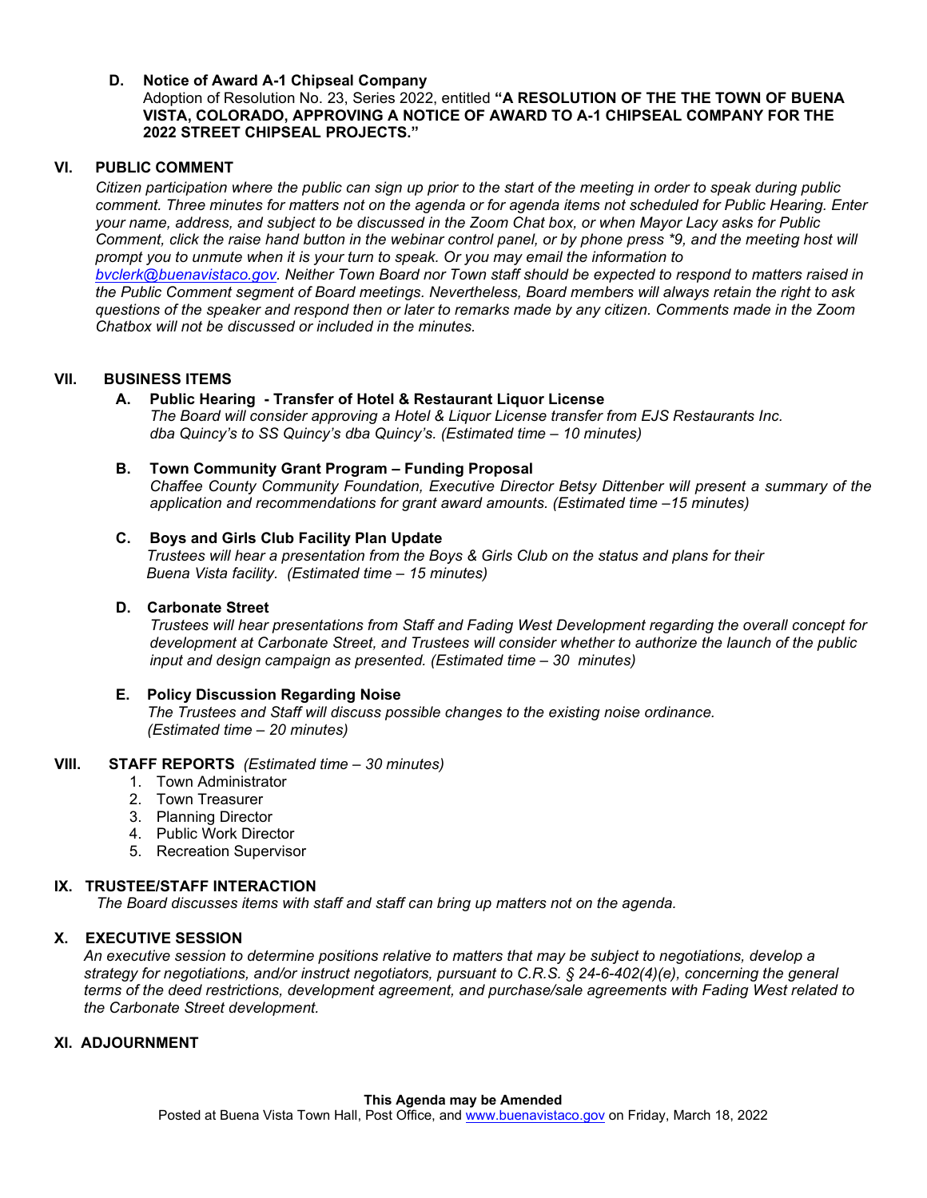**D. Notice of Award A-1 Chipseal Company**

Adoption of Resolution No. 23, Series 2022, entitled **"A RESOLUTION OF THE THE TOWN OF BUENA VISTA, COLORADO, APPROVING A NOTICE OF AWARD TO A-1 CHIPSEAL COMPANY FOR THE 2022 STREET CHIPSEAL PROJECTS."**

## VI. PUBLIC COMMENT

*Citizen participation where the public can sign up prior to the start of the meeting in order to speak during public comment. Three minutes for matters not on the agenda or for agenda items not scheduled for Public Hearing. Enter your name, address, and subject to be discussed in the Zoom Chat box, or when Mayor Lacy asks for Public Comment, click the raise hand button in the webinar control panel, or by phone press *9, and the meeting host will prompt you to unmute when it is your turn to speak. Or you may email the information to bvclerk@buenavistaco.gov. Neither Town Board nor Town staff should be expected to respond to matters raised in the Public Comment segment of Board meetings. Nevertheless, Board members will always retain the right to ask questions of the speaker and respond then or later to remarks made by any citizen. Comments made in the Zoom Chatbox will not be discussed or included in the minutes.*

## VII. BUSINESS ITEMS

**A. Public Hearing - Transfer of Hotel & Restaurant Liquor License**

*The Board will consider approving a Hotel & Liquor License transfer from EJS Restaurants Inc. dba Quincy's to SS Quincy's dba Quincy's. (Estimated time – 10 minutes)*

**B. Town Community Grant Program – Funding Proposal**

*Chaffee County Community Foundation, Executive Director Betsy Dittenber will present a summary of the application and recommendations for grant award amounts. (Estimated time –15 minutes)*

**C. Boys and Girls Club Facility Plan Update**

*Trustees will hear a presentation from the Boys & Girls Club on the status and plans for their Buena Vista facility. (Estimated time – 15 minutes)*

**D. Carbonate Street**

*Trustees will hear presentations from Staff and Fading West Development regarding the overall concept for development at Carbonate Street, and Trustees will consider whether to authorize the launch of the public input and design campaign as presented. (Estimated time – 30 minutes)*

**E. Policy Discussion Regarding Noise**

*The Trustees and Staff will discuss possible changes to the existing noise ordinance. (Estimated time – 20 minutes)*

## VIII. STAFF REPORTS *(Estimated time – 30 minutes)*

1. Town Administrator
2. Town Treasurer
3. Planning Director
4. Public Work Director
5. Recreation Supervisor

## IX. TRUSTEE/STAFF INTERACTION

*The Board discusses items with staff and staff can bring up matters not on the agenda.*

## X. EXECUTIVE SESSION

*An executive session to determine positions relative to matters that may be subject to negotiations, develop a strategy for negotiations, and/or instruct negotiators, pursuant to C.R.S. § 24-6-402(4)(e), concerning the general terms of the deed restrictions, development agreement, and purchase/sale agreements with Fading West related to the Carbonate Street development.*

## XI. ADJOURNMENT

**This Agenda may be Amended**

Posted at Buena Vista Town Hall, Post Office, and www.buenavistaco.gov on Friday, March 18, 2022